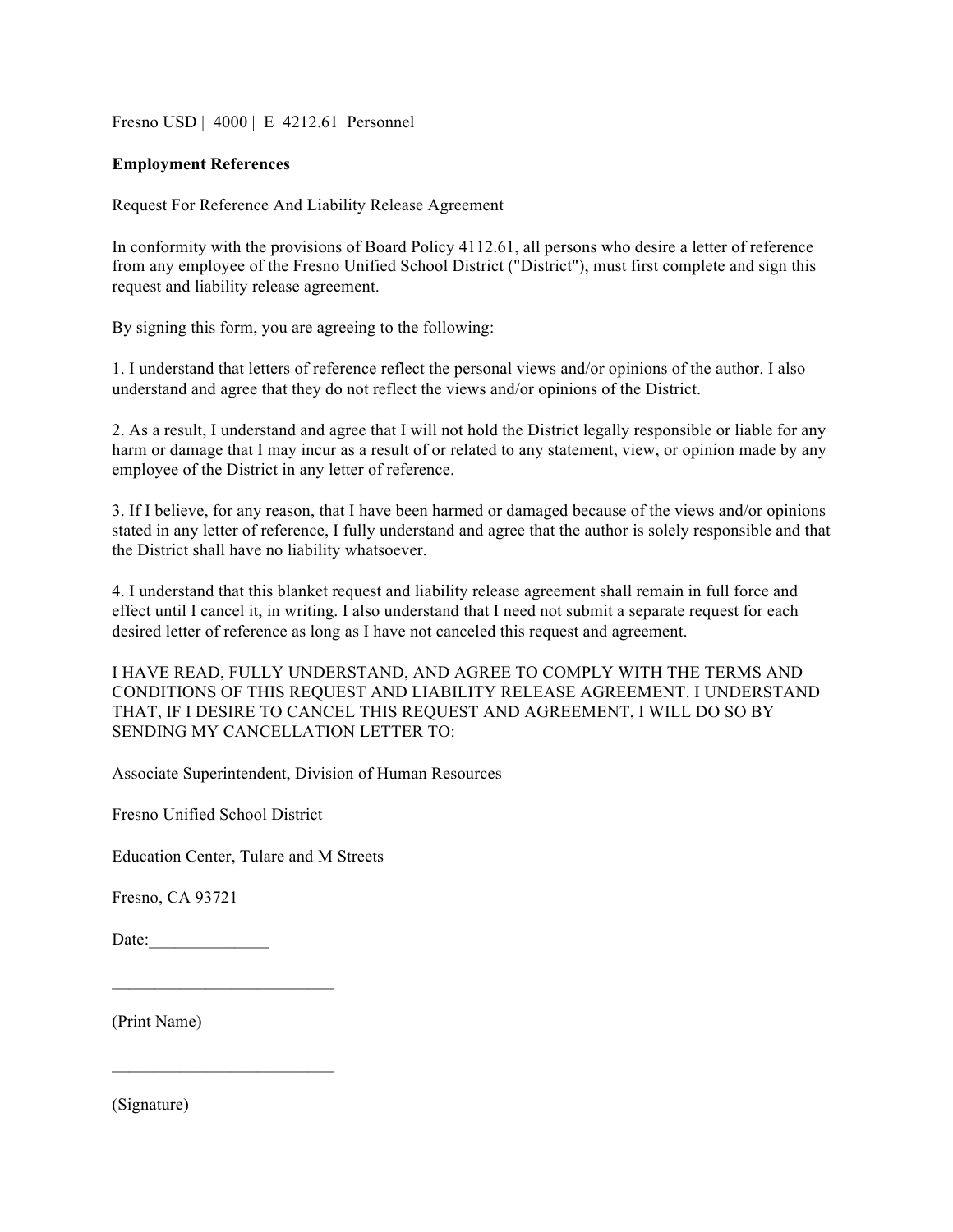Fresno USD | 4000 | E 4212.61 Personnel

**Employment References**

Request For Reference And Liability Release Agreement

In conformity with the provisions of Board Policy 4112.61, all persons who desire a letter of reference from any employee of the Fresno Unified School District ("District"), must first complete and sign this request and liability release agreement.

By signing this form, you are agreeing to the following:

1. I understand that letters of reference reflect the personal views and/or opinions of the author. I also understand and agree that they do not reflect the views and/or opinions of the District.

2. As a result, I understand and agree that I will not hold the District legally responsible or liable for any harm or damage that I may incur as a result of or related to any statement, view, or opinion made by any employee of the District in any letter of reference.

3. If I believe, for any reason, that I have been harmed or damaged because of the views and/or opinions stated in any letter of reference, I fully understand and agree that the author is solely responsible and that the District shall have no liability whatsoever.

4. I understand that this blanket request and liability release agreement shall remain in full force and effect until I cancel it, in writing. I also understand that I need not submit a separate request for each desired letter of reference as long as I have not canceled this request and agreement.

I HAVE READ, FULLY UNDERSTAND, AND AGREE TO COMPLY WITH THE TERMS AND CONDITIONS OF THIS REQUEST AND LIABILITY RELEASE AGREEMENT. I UNDERSTAND THAT, IF I DESIRE TO CANCEL THIS REQUEST AND AGREEMENT, I WILL DO SO BY SENDING MY CANCELLATION LETTER TO:

Associate Superintendent, Division of Human Resources

Fresno Unified School District

Education Center, Tulare and M Streets

Fresno, CA 93721

Date:______________

__________________________

(Print Name)

__________________________

(Signature)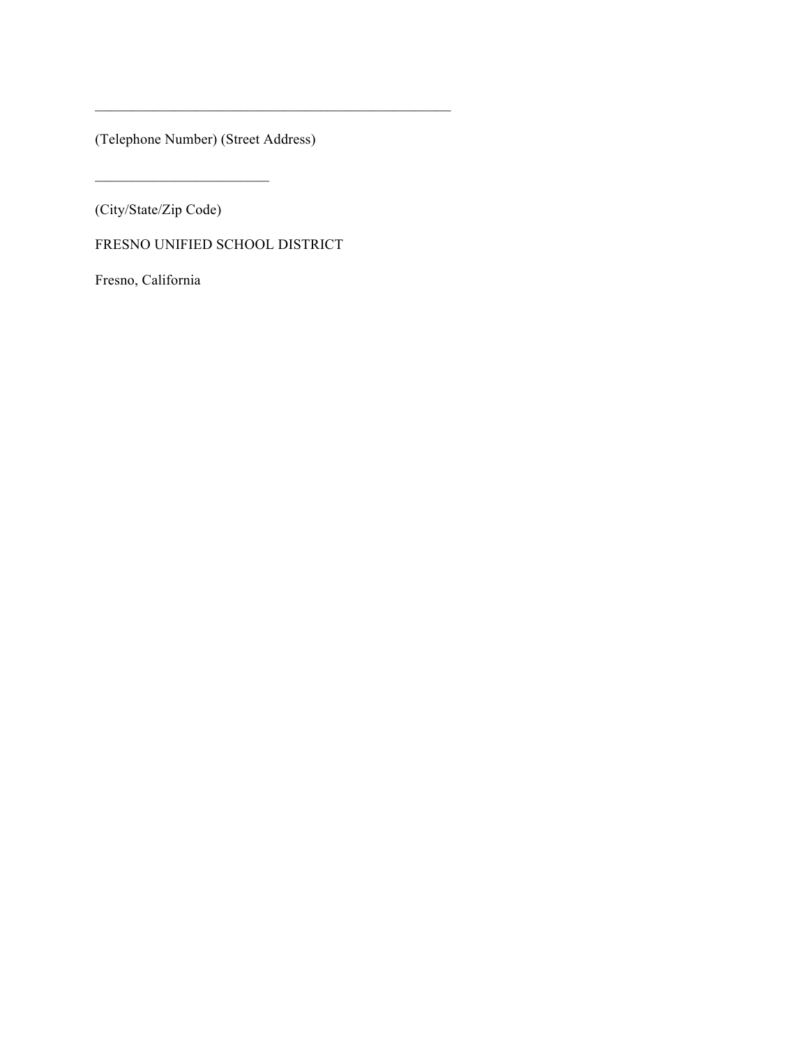\_\_\_\_\_\_\_\_\_\_\_\_\_\_\_\_\_\_\_\_\_\_\_\_\_\_\_\_\_\_\_\_\_\_\_\_\_\_\_\_\_\_\_\_\_\_\_\_\_\_

(Telephone Number) (Street Address)

\_\_\_\_\_\_\_\_\_\_\_\_\_\_\_\_\_\_\_\_\_\_\_\_\_

(City/State/Zip Code)

FRESNO UNIFIED SCHOOL DISTRICT

Fresno, California